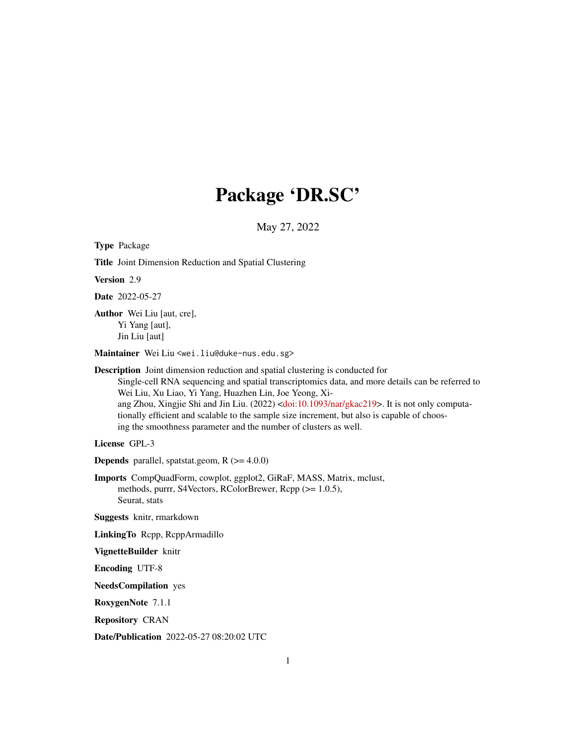# Package 'DR.SC'

May 27, 2022

**Type** Package

**Title** Joint Dimension Reduction and Spatial Clustering

**Version** 2.9

**Date** 2022-05-27

**Author** Wei Liu [aut, cre],
Yi Yang [aut],
Jin Liu [aut]

**Maintainer** Wei Liu <wei.liu@duke-nus.edu.sg>

**Description** Joint dimension reduction and spatial clustering is conducted for Single-cell RNA sequencing and spatial transcriptomics data, and more details can be referred to Wei Liu, Xu Liao, Yi Yang, Huazhen Lin, Joe Yeong, Xiang Zhou, Xingjie Shi and Jin Liu. (2022) <doi:10.1093/nar/gkac219>. It is not only computationally efficient and scalable to the sample size increment, but also is capable of choosing the smoothness parameter and the number of clusters as well.

**License** GPL-3

**Depends** parallel, spatstat.geom, R (>= 4.0.0)

**Imports** CompQuadForm, cowplot, ggplot2, GiRaF, MASS, Matrix, mclust, methods, purrr, S4Vectors, RColorBrewer, Rcpp (>= 1.0.5), Seurat, stats

**Suggests** knitr, rmarkdown

**LinkingTo** Rcpp, RcppArmadillo

**VignetteBuilder** knitr

**Encoding** UTF-8

**NeedsCompilation** yes

**RoxygenNote** 7.1.1

**Repository** CRAN

**Date/Publication** 2022-05-27 08:20:02 UTC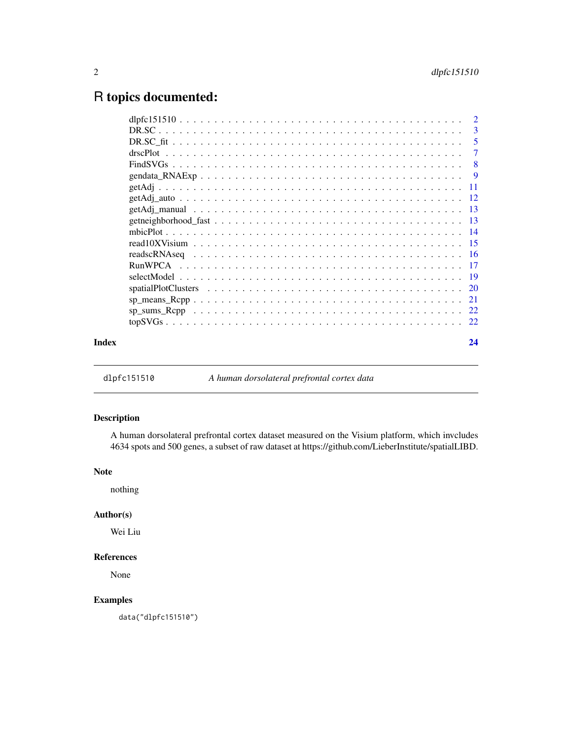# R topics documented:

- dlpfc151510 . . . 2
- DR.SC . . . 3
- DR.SC_fit . . . 5
- drscPlot . . . 7
- FindSVGs . . . 8
- gendata_RNAExp . . . 9
- getAdj . . . 11
- getAdj_auto . . . 12
- getAdj_manual . . . 13
- getneighborhood_fast . . . 13
- mbicPlot . . . 14
- read10XVisium . . . 15
- readscRNAseq . . . 16
- RunWPCA . . . 17
- selectModel . . . 19
- spatialPlotClusters . . . 20
- sp_means_Rcpp . . . 21
- sp_sums_Rcpp . . . 22
- topSVGs . . . 22

**Index** **24**

---

`dlpfc151510` *A human dorsolateral prefrontal cortex data*

---

### Description

A human dorsolateral prefrontal cortex dataset measured on the Visium platform, which invcludes 4634 spots and 500 genes, a subset of raw dataset at https://github.com/LieberInstitute/spatialLIBD.

### Note

nothing

### Author(s)

Wei Liu

### References

None

### Examples

```
data("dlpfc151510")
```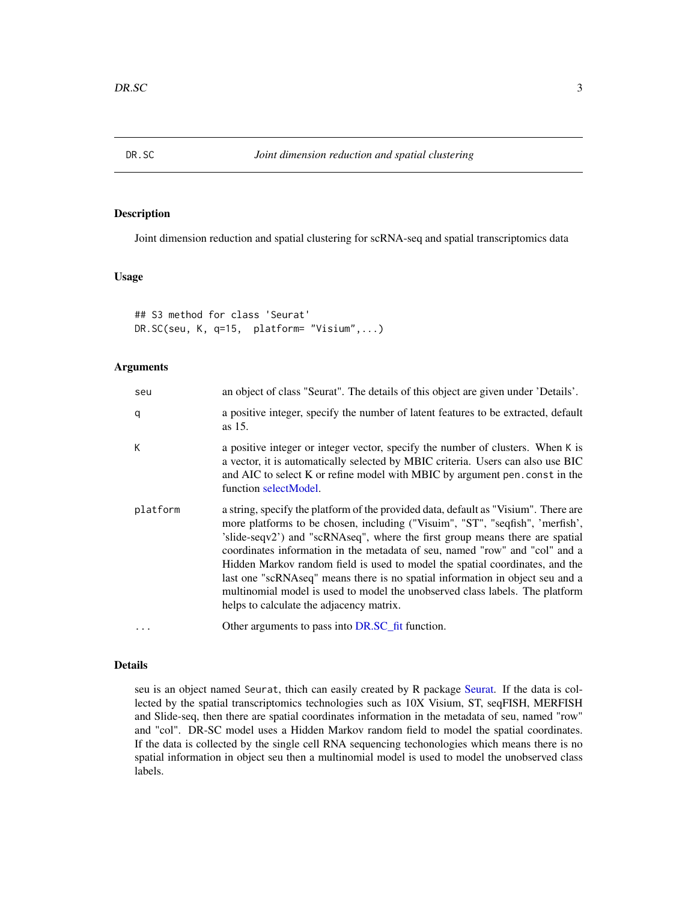## DR.SC — *Joint dimension reduction and spatial clustering*

### Description

Joint dimension reduction and spatial clustering for scRNA-seq and spatial transcriptomics data

### Usage

```
## S3 method for class 'Seurat'
DR.SC(seu, K, q=15,  platform= "Visium",...)
```

### Arguments

| | |
|---|---|
| `seu` | an object of class "Seurat". The details of this object are given under 'Details'. |
| `q` | a positive integer, specify the number of latent features to be extracted, default as 15. |
| `K` | a positive integer or integer vector, specify the number of clusters. When `K` is a vector, it is automatically selected by MBIC criteria. Users can also use BIC and AIC to select K or refine model with MBIC by argument `pen.const` in the function selectModel. |
| `platform` | a string, specify the platform of the provided data, default as "Visium". There are more platforms to be chosen, including ("Visuim", "ST", "seqfish", 'merfish', 'slide-seqv2') and "scRNAseq", where the first group means there are spatial coordinates information in the metadata of seu, named "row" and "col" and a Hidden Markov random field is used to model the spatial coordinates, and the last one "scRNAseq" means there is no spatial information in object seu and a multinomial model is used to model the unobserved class labels. The platform helps to calculate the adjacency matrix. |
| `...` | Other arguments to pass into DR.SC_fit function. |

### Details

seu is an object named `Seurat`, thich can easily created by R package Seurat. If the data is collected by the spatial transcriptomics technologies such as 10X Visium, ST, seqFISH, MERFISH and Slide-seq, then there are spatial coordinates information in the metadata of seu, named "row" and "col". DR-SC model uses a Hidden Markov random field to model the spatial coordinates. If the data is collected by the single cell RNA sequencing techonologies which means there is no spatial information in object seu then a multinomial model is used to model the unobserved class labels.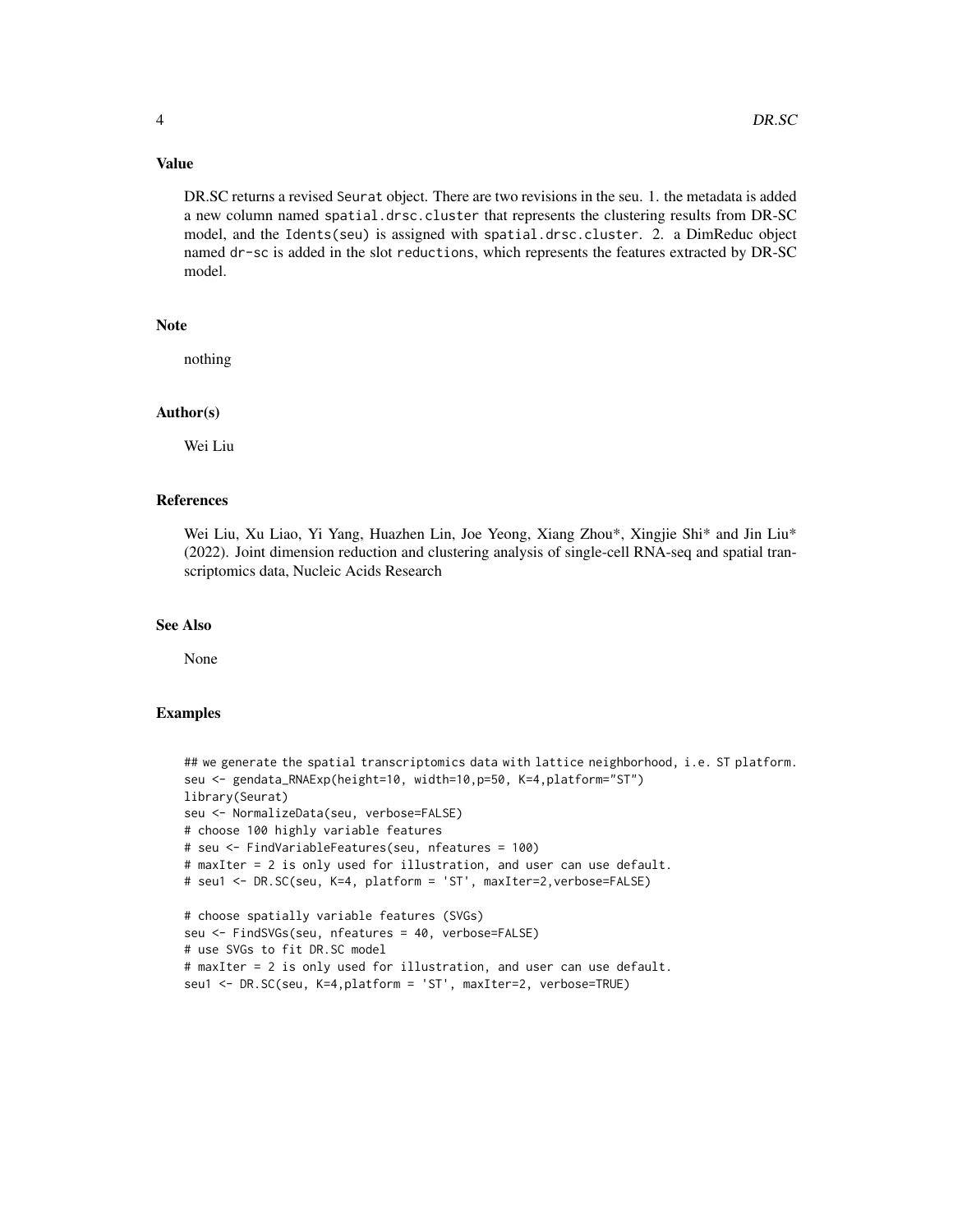## Value

DR.SC returns a revised `Seurat` object. There are two revisions in the seu. 1. the metadata is added a new column named `spatial.drsc.cluster` that represents the clustering results from DR-SC model, and the `Idents(seu)` is assigned with `spatial.drsc.cluster`. 2. a DimReduc object named `dr-sc` is added in the slot `reductions`, which represents the features extracted by DR-SC model.

## Note

nothing

## Author(s)

Wei Liu

## References

Wei Liu, Xu Liao, Yi Yang, Huazhen Lin, Joe Yeong, Xiang Zhou*, Xingjie Shi* and Jin Liu* (2022). Joint dimension reduction and clustering analysis of single-cell RNA-seq and spatial transcriptomics data, Nucleic Acids Research

## See Also

None

## Examples

```
## we generate the spatial transcriptomics data with lattice neighborhood, i.e. ST platform.
seu <- gendata_RNAExp(height=10, width=10,p=50, K=4,platform="ST")
library(Seurat)
seu <- NormalizeData(seu, verbose=FALSE)
# choose 100 highly variable features
# seu <- FindVariableFeatures(seu, nfeatures = 100)
# maxIter = 2 is only used for illustration, and user can use default.
# seu1 <- DR.SC(seu, K=4, platform = 'ST', maxIter=2,verbose=FALSE)

# choose spatially variable features (SVGs)
seu <- FindSVGs(seu, nfeatures = 40, verbose=FALSE)
# use SVGs to fit DR.SC model
# maxIter = 2 is only used for illustration, and user can use default.
seu1 <- DR.SC(seu, K=4,platform = 'ST', maxIter=2, verbose=TRUE)
```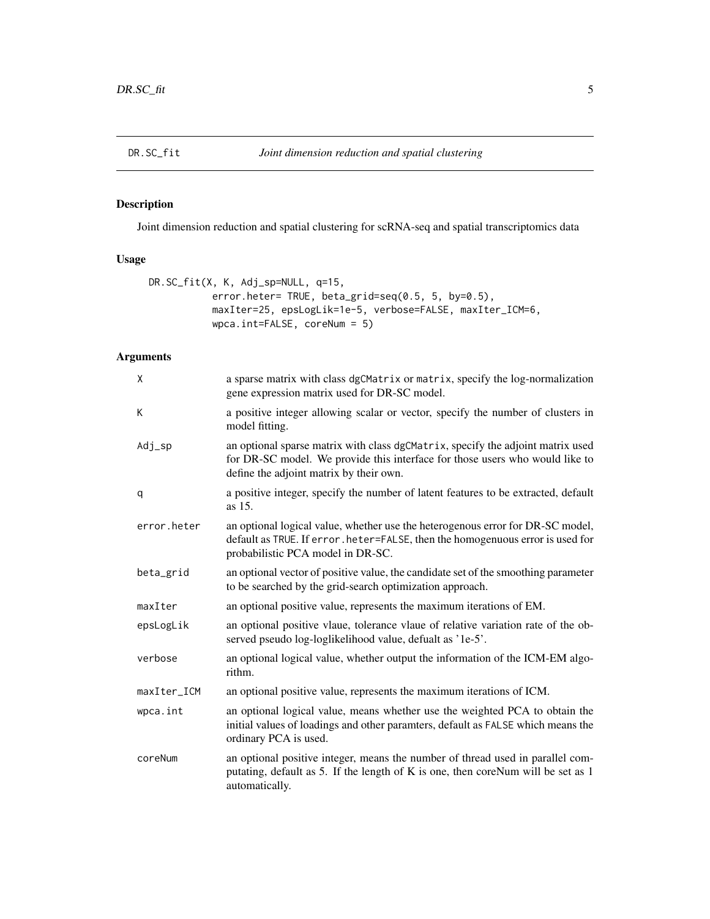DR.SC_fit *Joint dimension reduction and spatial clustering*

## Description

Joint dimension reduction and spatial clustering for scRNA-seq and spatial transcriptomics data

## Usage

```
DR.SC_fit(X, K, Adj_sp=NULL, q=15,
          error.heter= TRUE, beta_grid=seq(0.5, 5, by=0.5),
          maxIter=25, epsLogLik=1e-5, verbose=FALSE, maxIter_ICM=6,
          wpca.int=FALSE, coreNum = 5)
```

## Arguments

| | |
|---|---|
| X | a sparse matrix with class `dgCMatrix` or `matrix`, specify the log-normalization gene expression matrix used for DR-SC model. |
| K | a positive integer allowing scalar or vector, specify the number of clusters in model fitting. |
| Adj_sp | an optional sparse matrix with class `dgCMatrix`, specify the adjoint matrix used for DR-SC model. We provide this interface for those users who would like to define the adjoint matrix by their own. |
| q | a positive integer, specify the number of latent features to be extracted, default as 15. |
| error.heter | an optional logical value, whether use the heterogenous error for DR-SC model, default as `TRUE`. If `error.heter=FALSE`, then the homogenuous error is used for probabilistic PCA model in DR-SC. |
| beta_grid | an optional vector of positive value, the candidate set of the smoothing parameter to be searched by the grid-search optimization approach. |
| maxIter | an optional positive value, represents the maximum iterations of EM. |
| epsLogLik | an optional positive vlaue, tolerance vlaue of relative variation rate of the observed pseudo log-loglikelihood value, defualt as '1e-5'. |
| verbose | an optional logical value, whether output the information of the ICM-EM algorithm. |
| maxIter_ICM | an optional positive value, represents the maximum iterations of ICM. |
| wpca.int | an optional logical value, means whether use the weighted PCA to obtain the initial values of loadings and other paramters, default as `FALSE` which means the ordinary PCA is used. |
| coreNum | an optional positive integer, means the number of thread used in parallel computating, default as 5. If the length of K is one, then coreNum will be set as 1 automatically. |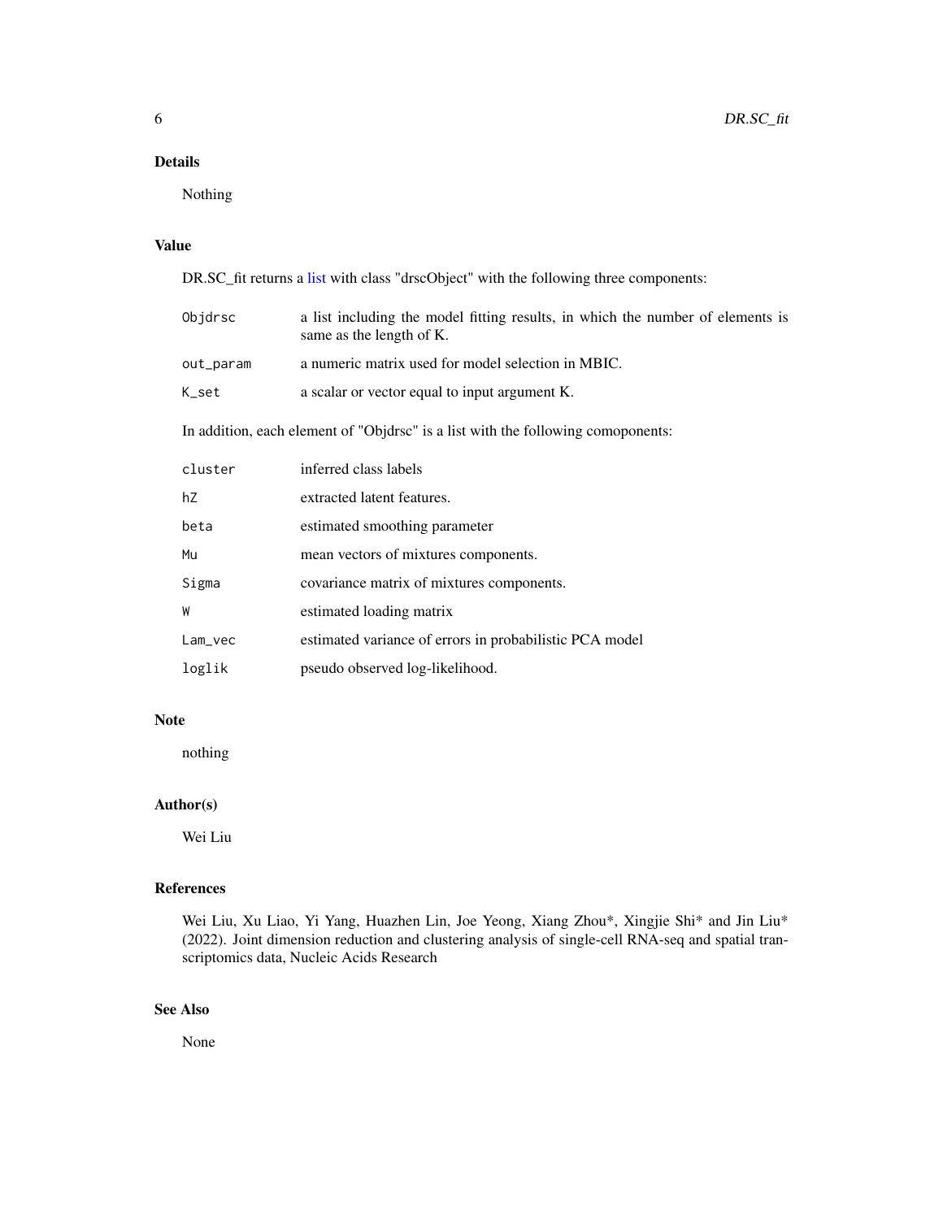## Details

Nothing

## Value

DR.SC_fit returns a list with class "drscObject" with the following three components:

| | |
|---|---|
| `Objdrsc` | a list including the model fitting results, in which the number of elements is same as the length of K. |
| `out_param` | a numeric matrix used for model selection in MBIC. |
| `K_set` | a scalar or vector equal to input argument K. |

In addition, each element of "Objdrsc" is a list with the following comoponents:

| | |
|---|---|
| `cluster` | inferred class labels |
| `hZ` | extracted latent features. |
| `beta` | estimated smoothing parameter |
| `Mu` | mean vectors of mixtures components. |
| `Sigma` | covariance matrix of mixtures components. |
| `W` | estimated loading matrix |
| `Lam_vec` | estimated variance of errors in probabilistic PCA model |
| `loglik` | pseudo observed log-likelihood. |

## Note

nothing

## Author(s)

Wei Liu

## References

Wei Liu, Xu Liao, Yi Yang, Huazhen Lin, Joe Yeong, Xiang Zhou*, Xingjie Shi* and Jin Liu* (2022). Joint dimension reduction and clustering analysis of single-cell RNA-seq and spatial transcriptomics data, Nucleic Acids Research

## See Also

None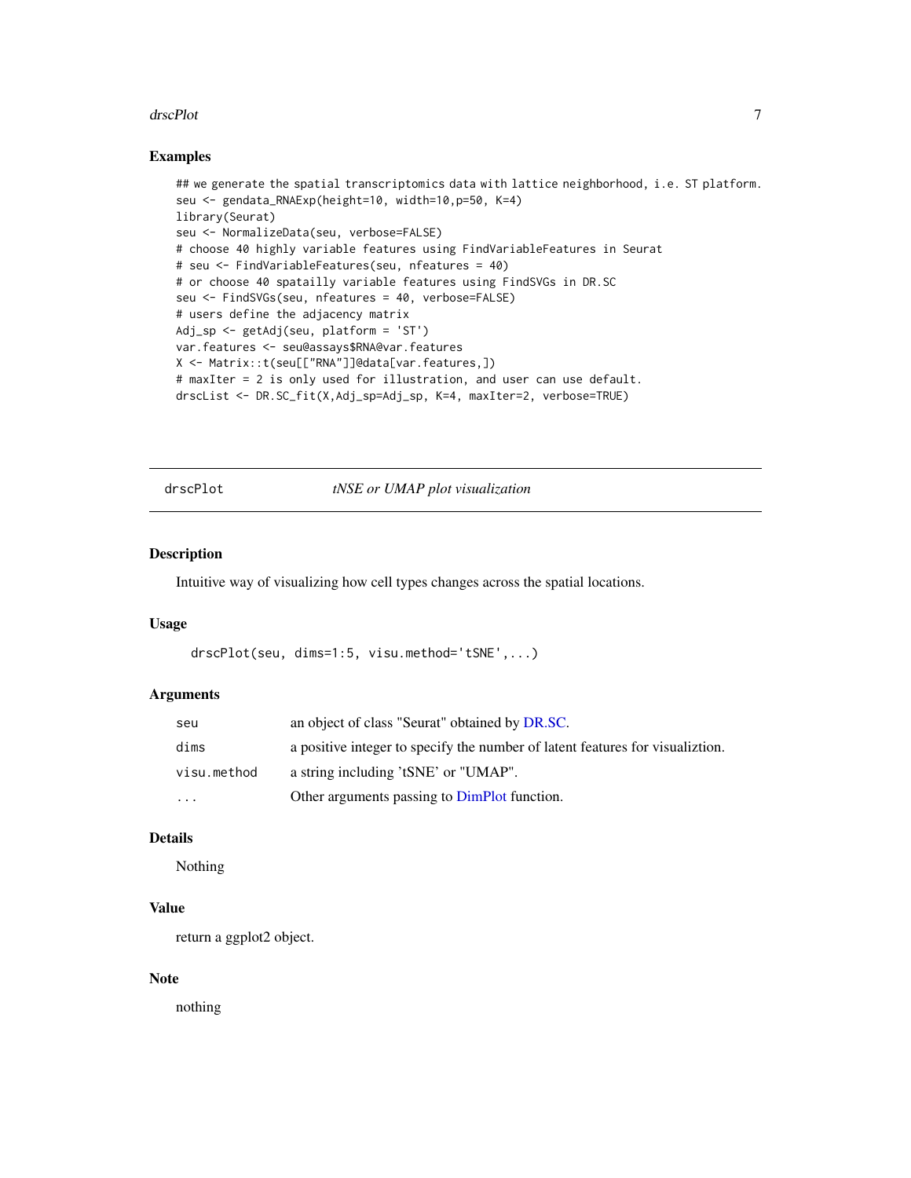## Examples

```
## we generate the spatial transcriptomics data with lattice neighborhood, i.e. ST platform.
seu <- gendata_RNAExp(height=10, width=10,p=50, K=4)
library(Seurat)
seu <- NormalizeData(seu, verbose=FALSE)
# choose 40 highly variable features using FindVariableFeatures in Seurat
# seu <- FindVariableFeatures(seu, nfeatures = 40)
# or choose 40 spatailly variable features using FindSVGs in DR.SC
seu <- FindSVGs(seu, nfeatures = 40, verbose=FALSE)
# users define the adjacency matrix
Adj_sp <- getAdj(seu, platform = 'ST')
var.features <- seu@assays$RNA@var.features
X <- Matrix::t(seu[["RNA"]]@data[var.features,])
# maxIter = 2 is only used for illustration, and user can use default.
drscList <- DR.SC_fit(X,Adj_sp=Adj_sp, K=4, maxIter=2, verbose=TRUE)
```

---

# drscPlot — *tNSE or UMAP plot visualization*

---

## Description

Intuitive way of visualizing how cell types changes across the spatial locations.

## Usage

```
drscPlot(seu, dims=1:5, visu.method='tSNE',...)
```

## Arguments

| | |
|---|---|
| `seu` | an object of class "Seurat" obtained by DR.SC. |
| `dims` | a positive integer to specify the number of latent features for visualiztion. |
| `visu.method` | a string including 'tSNE' or "UMAP". |
| `...` | Other arguments passing to DimPlot function. |

## Details

Nothing

## Value

return a ggplot2 object.

## Note

nothing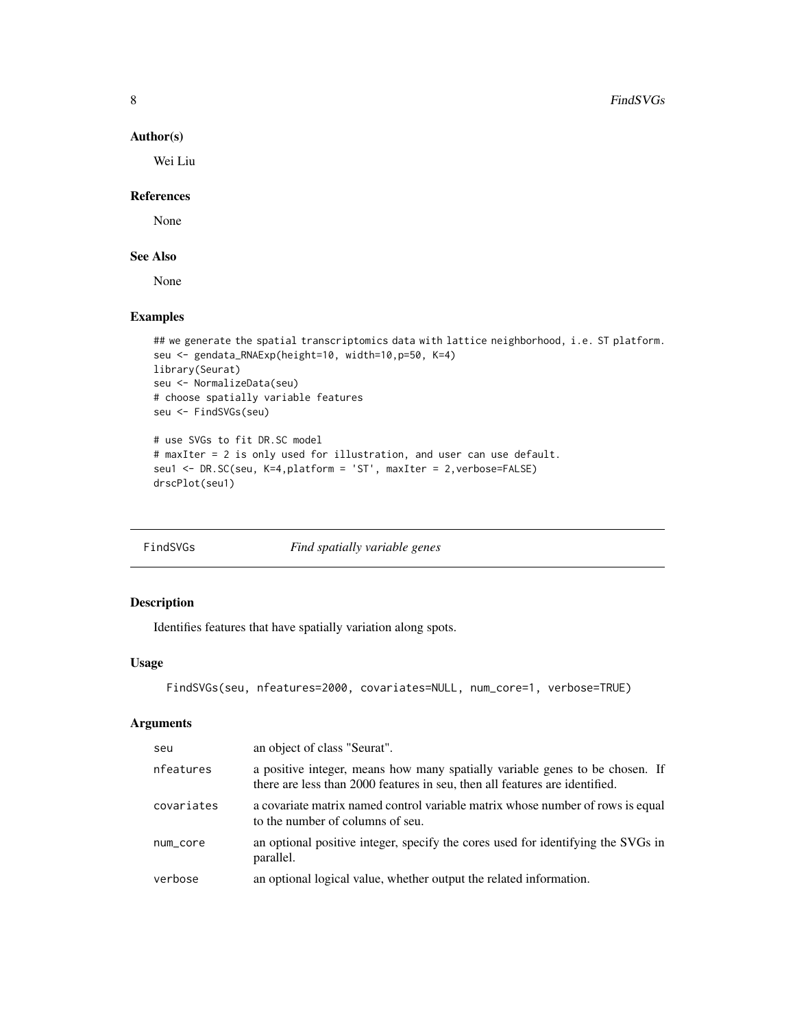### Author(s)

Wei Liu

### References

None

### See Also

None

### Examples

```
## we generate the spatial transcriptomics data with lattice neighborhood, i.e. ST platform.
seu <- gendata_RNAExp(height=10, width=10,p=50, K=4)
library(Seurat)
seu <- NormalizeData(seu)
# choose spatially variable features
seu <- FindSVGs(seu)

# use SVGs to fit DR.SC model
# maxIter = 2 is only used for illustration, and user can use default.
seu1 <- DR.SC(seu, K=4,platform = 'ST', maxIter = 2,verbose=FALSE)
drscPlot(seu1)
```

---

## FindSVGs    *Find spatially variable genes*

### Description

Identifies features that have spatially variation along spots.

### Usage

```
FindSVGs(seu, nfeatures=2000, covariates=NULL, num_core=1, verbose=TRUE)
```

### Arguments

| | |
|---|---|
| seu | an object of class "Seurat". |
| nfeatures | a positive integer, means how many spatially variable genes to be chosen. If there are less than 2000 features in seu, then all features are identified. |
| covariates | a covariate matrix named control variable matrix whose number of rows is equal to the number of columns of seu. |
| num_core | an optional positive integer, specify the cores used for identifying the SVGs in parallel. |
| verbose | an optional logical value, whether output the related information. |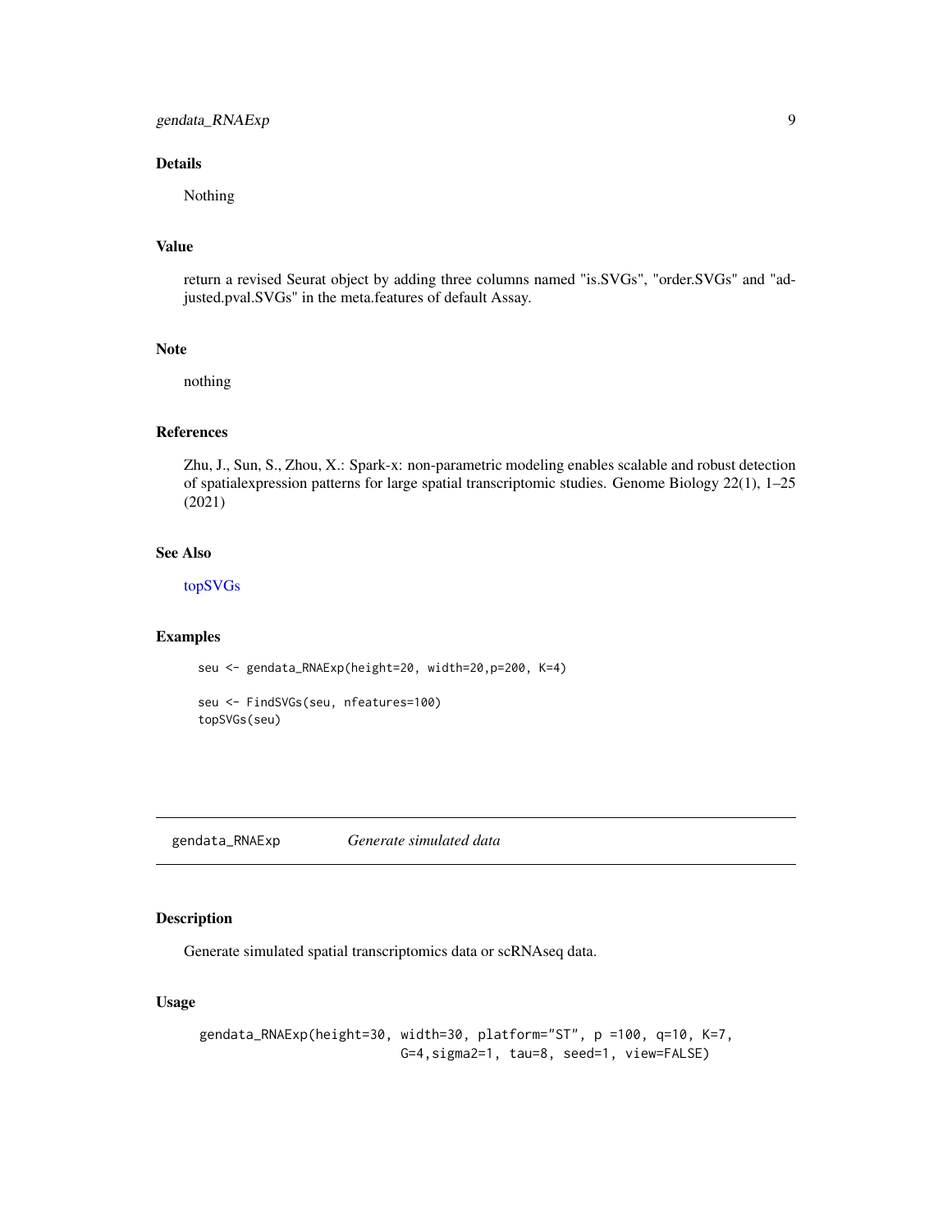## Details

Nothing

## Value

return a revised Seurat object by adding three columns named "is.SVGs", "order.SVGs" and "adjusted.pval.SVGs" in the meta.features of default Assay.

## Note

nothing

## References

Zhu, J., Sun, S., Zhou, X.: Spark-x: non-parametric modeling enables scalable and robust detection of spatialexpression patterns for large spatial transcriptomic studies. Genome Biology 22(1), 1–25 (2021)

## See Also

topSVGs

## Examples

```
seu <- gendata_RNAExp(height=20, width=20,p=200, K=4)

seu <- FindSVGs(seu, nfeatures=100)
topSVGs(seu)
```

---

# gendata_RNAExp *Generate simulated data*

## Description

Generate simulated spatial transcriptomics data or scRNAseq data.

## Usage

```
gendata_RNAExp(height=30, width=30, platform="ST", p =100, q=10, K=7,
                         G=4,sigma2=1, tau=8, seed=1, view=FALSE)
```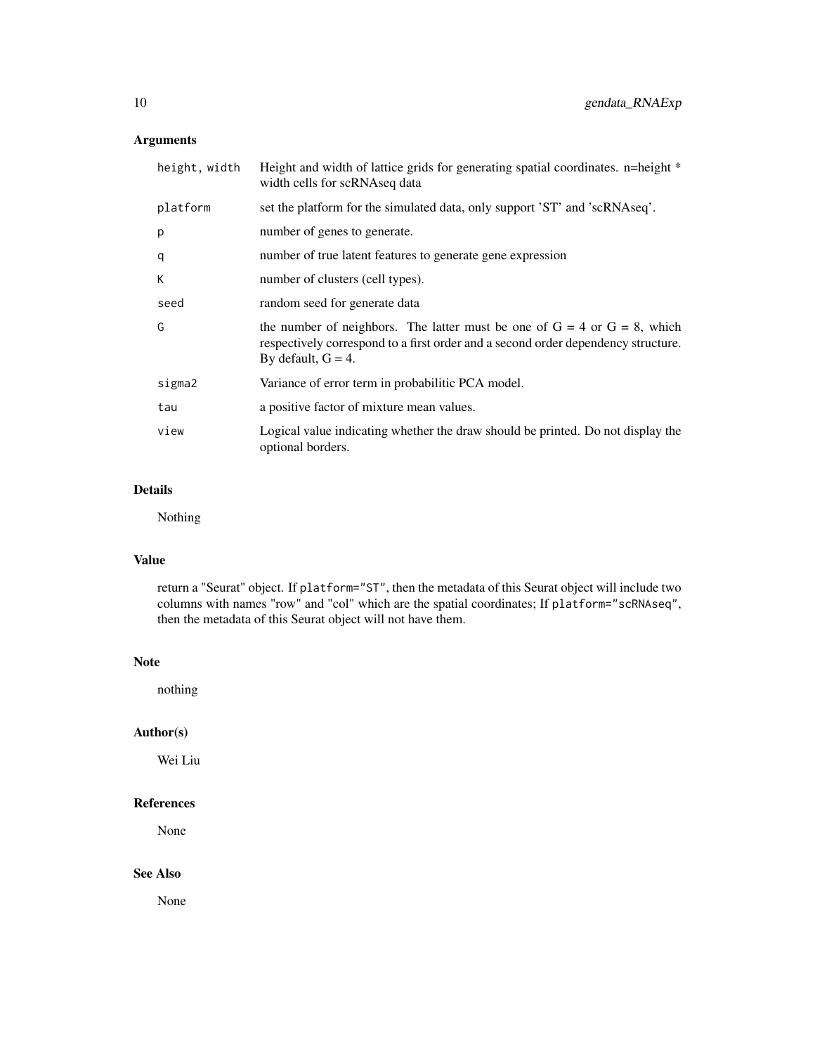## Arguments

| | |
|---|---|
| `height, width` | Height and width of lattice grids for generating spatial coordinates. n=height * width cells for scRNAseq data |
| `platform` | set the platform for the simulated data, only support 'ST' and 'scRNAseq'. |
| `p` | number of genes to generate. |
| `q` | number of true latent features to generate gene expression |
| `K` | number of clusters (cell types). |
| `seed` | random seed for generate data |
| `G` | the number of neighbors. The latter must be one of G = 4 or G = 8, which respectively correspond to a first order and a second order dependency structure. By default, G = 4. |
| `sigma2` | Variance of error term in probabilitic PCA model. |
| `tau` | a positive factor of mixture mean values. |
| `view` | Logical value indicating whether the draw should be printed. Do not display the optional borders. |

## Details

Nothing

## Value

return a "Seurat" object. If `platform="ST"`, then the metadata of this Seurat object will include two columns with names "row" and "col" which are the spatial coordinates; If `platform="scRNAseq"`, then the metadata of this Seurat object will not have them.

## Note

nothing

## Author(s)

Wei Liu

## References

None

## See Also

None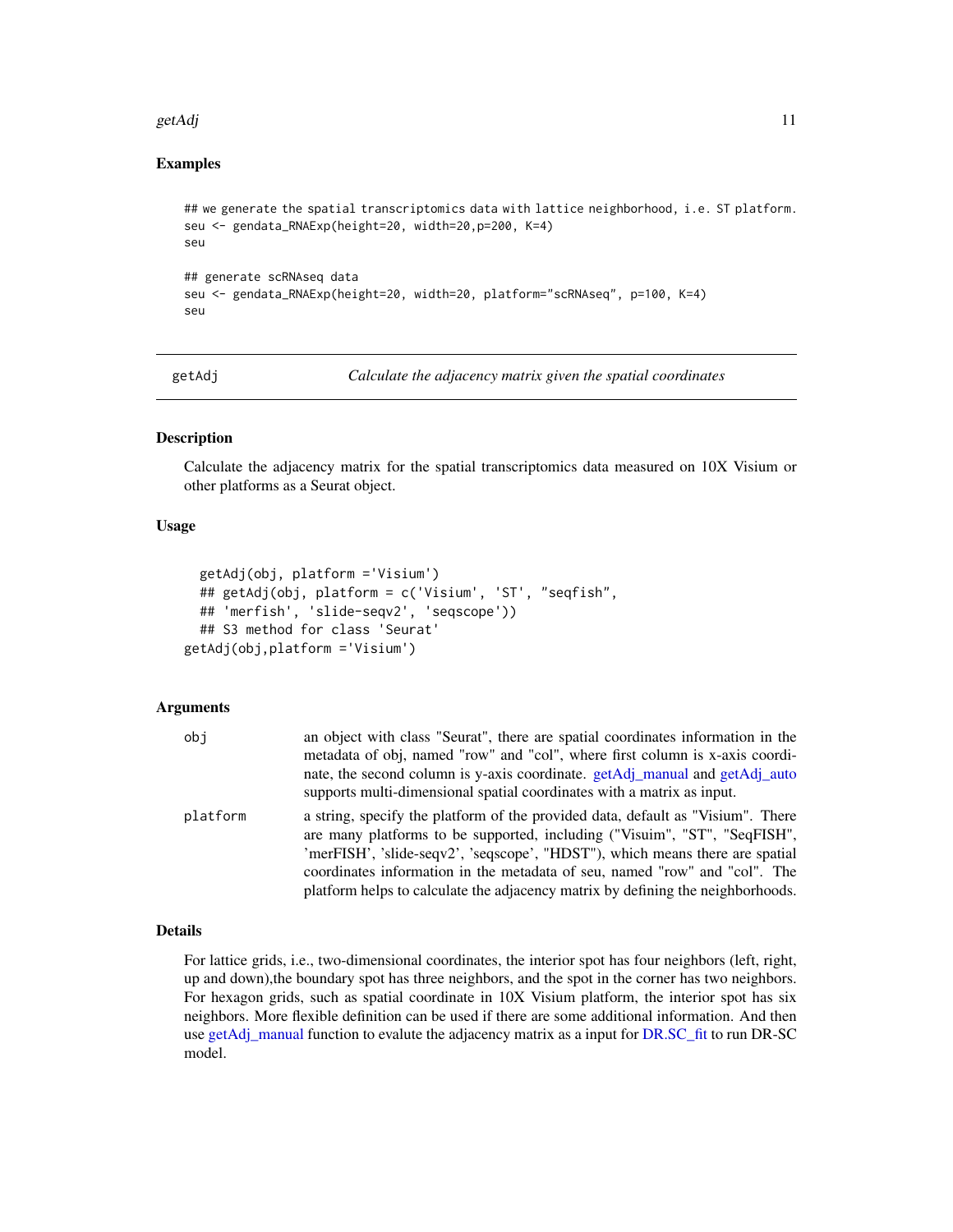### Examples

```
## we generate the spatial transcriptomics data with lattice neighborhood, i.e. ST platform.
seu <- gendata_RNAExp(height=20, width=20,p=200, K=4)
seu

## generate scRNAseq data
seu <- gendata_RNAExp(height=20, width=20, platform="scRNAseq", p=100, K=4)
seu
```

---

## getAdj — *Calculate the adjacency matrix given the spatial coordinates*

### Description

Calculate the adjacency matrix for the spatial transcriptomics data measured on 10X Visium or other platforms as a Seurat object.

### Usage

```
  getAdj(obj, platform ='Visium')
  ## getAdj(obj, platform = c('Visium', 'ST', "seqfish",
  ## 'merfish', 'slide-seqv2', 'seqscope'))
  ## S3 method for class 'Seurat'
getAdj(obj,platform ='Visium')
```

### Arguments

| | |
|---|---|
| obj | an object with class "Seurat", there are spatial coordinates information in the metadata of obj, named "row" and "col", where first column is x-axis coordinate, the second column is y-axis coordinate. getAdj_manual and getAdj_auto supports multi-dimensional spatial coordinates with a matrix as input. |
| platform | a string, specify the platform of the provided data, default as "Visium". There are many platforms to be supported, including ("Visuim", "ST", "SeqFISH", 'merFISH', 'slide-seqv2', 'seqscope', "HDST"), which means there are spatial coordinates information in the metadata of seu, named "row" and "col". The platform helps to calculate the adjacency matrix by defining the neighborhoods. |

### Details

For lattice grids, i.e., two-dimensional coordinates, the interior spot has four neighbors (left, right, up and down),the boundary spot has three neighbors, and the spot in the corner has two neighbors. For hexagon grids, such as spatial coordinate in 10X Visium platform, the interior spot has six neighbors. More flexible definition can be used if there are some additional information. And then use getAdj_manual function to evalute the adjacency matrix as a input for DR.SC_fit to run DR-SC model.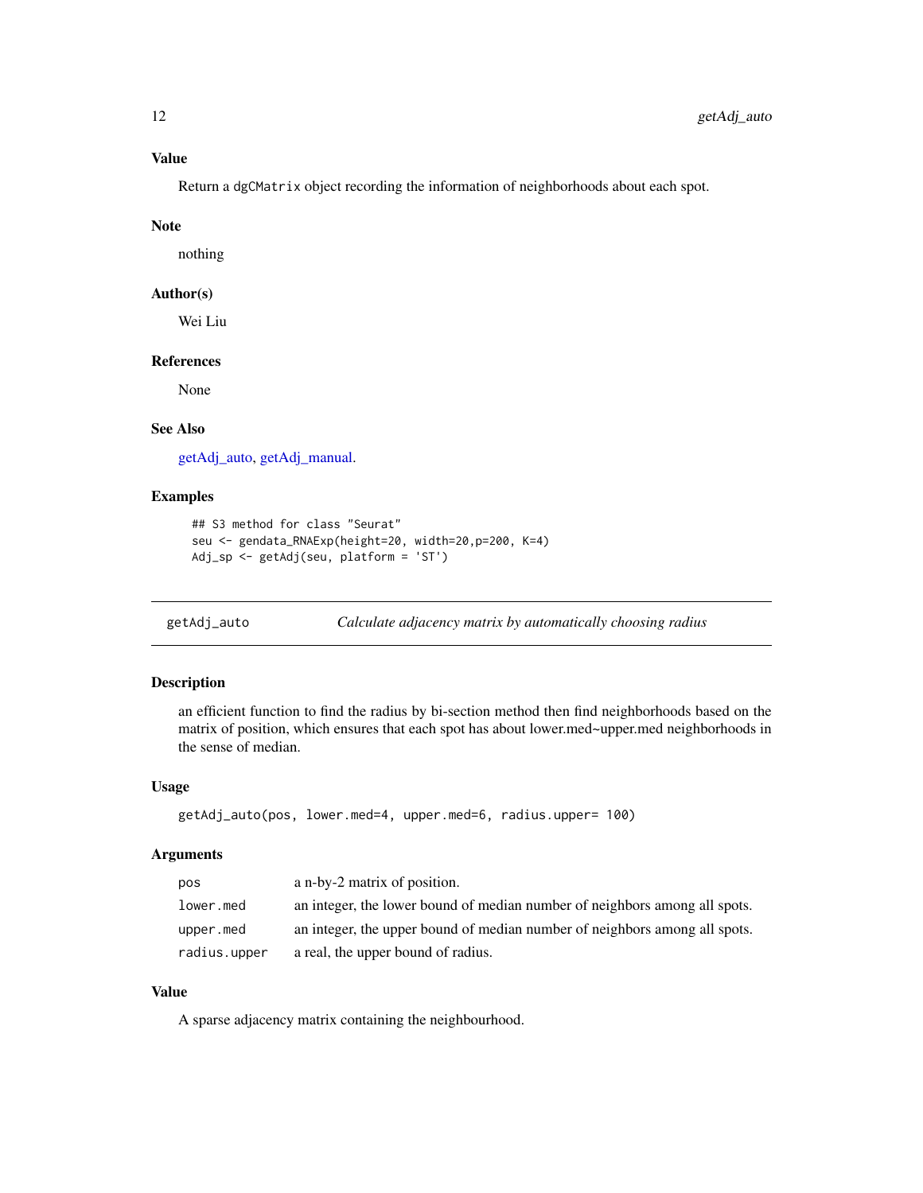### Value

Return a `dgCMatrix` object recording the information of neighborhoods about each spot.

### Note

nothing

### Author(s)

Wei Liu

### References

None

### See Also

getAdj_auto, getAdj_manual.

### Examples

```
## S3 method for class "Seurat"
seu <- gendata_RNAExp(height=20, width=20,p=200, K=4)
Adj_sp <- getAdj(seu, platform = 'ST')
```

---

## getAdj_auto *Calculate adjacency matrix by automatically choosing radius*

### Description

an efficient function to find the radius by bi-section method then find neighborhoods based on the matrix of position, which ensures that each spot has about lower.med~upper.med neighborhoods in the sense of median.

### Usage

```
getAdj_auto(pos, lower.med=4, upper.med=6, radius.upper= 100)
```

### Arguments

| | |
|---|---|
| `pos` | a n-by-2 matrix of position. |
| `lower.med` | an integer, the lower bound of median number of neighbors among all spots. |
| `upper.med` | an integer, the upper bound of median number of neighbors among all spots. |
| `radius.upper` | a real, the upper bound of radius. |

### Value

A sparse adjacency matrix containing the neighbourhood.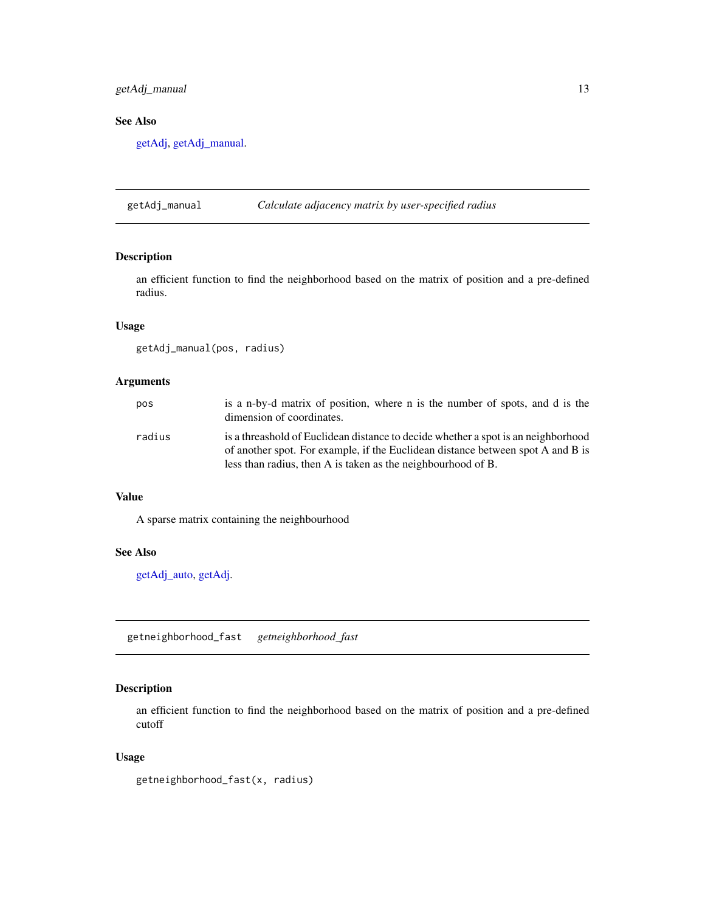## See Also

getAdj, getAdj_manual.

---

## getAdj_manual — *Calculate adjacency matrix by user-specified radius*

### Description

an efficient function to find the neighborhood based on the matrix of position and a pre-defined radius.

### Usage

```
getAdj_manual(pos, radius)
```

### Arguments

| | |
|---|---|
| pos | is a n-by-d matrix of position, where n is the number of spots, and d is the dimension of coordinates. |
| radius | is a threashold of Euclidean distance to decide whether a spot is an neighborhood of another spot. For example, if the Euclidean distance between spot A and B is less than radius, then A is taken as the neighbourhood of B. |

### Value

A sparse matrix containing the neighbourhood

### See Also

getAdj_auto, getAdj.

---

## getneighborhood_fast — *getneighborhood_fast*

### Description

an efficient function to find the neighborhood based on the matrix of position and a pre-defined cutoff

### Usage

```
getneighborhood_fast(x, radius)
```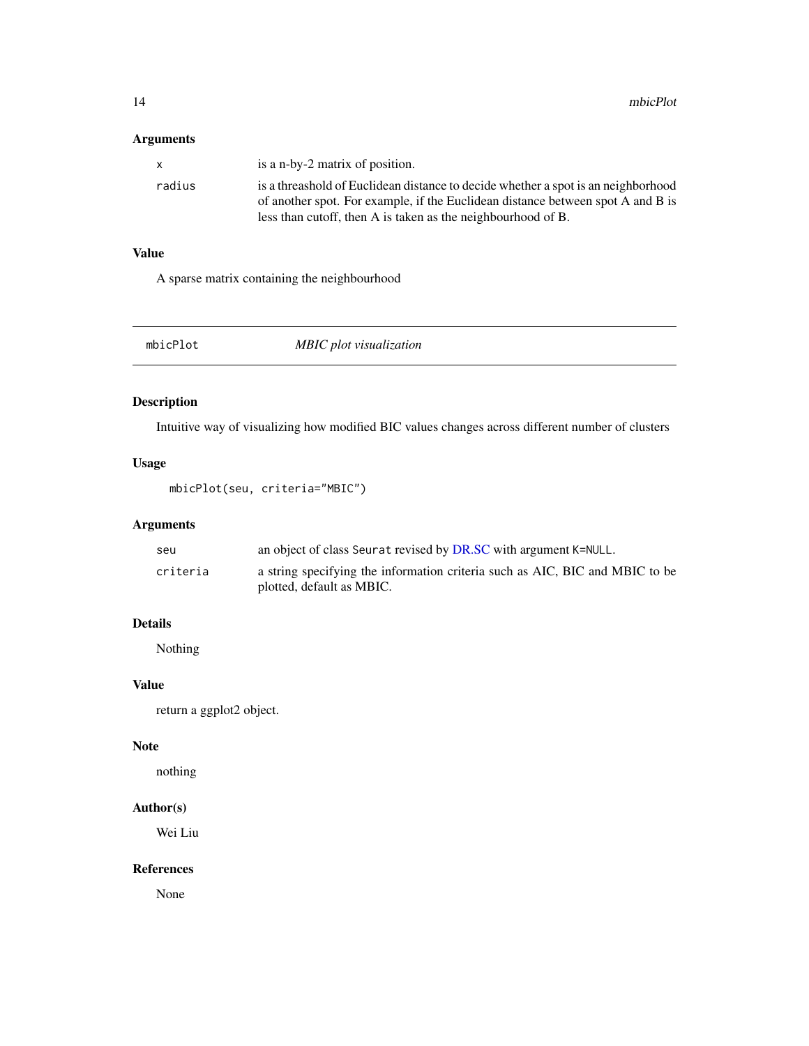### Arguments

| | |
|---|---|
| `x` | is a n-by-2 matrix of position. |
| `radius` | is a threashold of Euclidean distance to decide whether a spot is an neighborhood of another spot. For example, if the Euclidean distance between spot A and B is less than cutoff, then A is taken as the neighbourhood of B. |

### Value

A sparse matrix containing the neighbourhood

---

## `mbicPlot` *MBIC plot visualization*

---

### Description

Intuitive way of visualizing how modified BIC values changes across different number of clusters

### Usage

```
mbicPlot(seu, criteria="MBIC")
```

### Arguments

| | |
|---|---|
| `seu` | an object of class `Seurat` revised by DR.SC with argument `K=NULL`. |
| `criteria` | a string specifying the information criteria such as AIC, BIC and MBIC to be plotted, default as MBIC. |

### Details

Nothing

### Value

return a ggplot2 object.

### Note

nothing

### Author(s)

Wei Liu

### References

None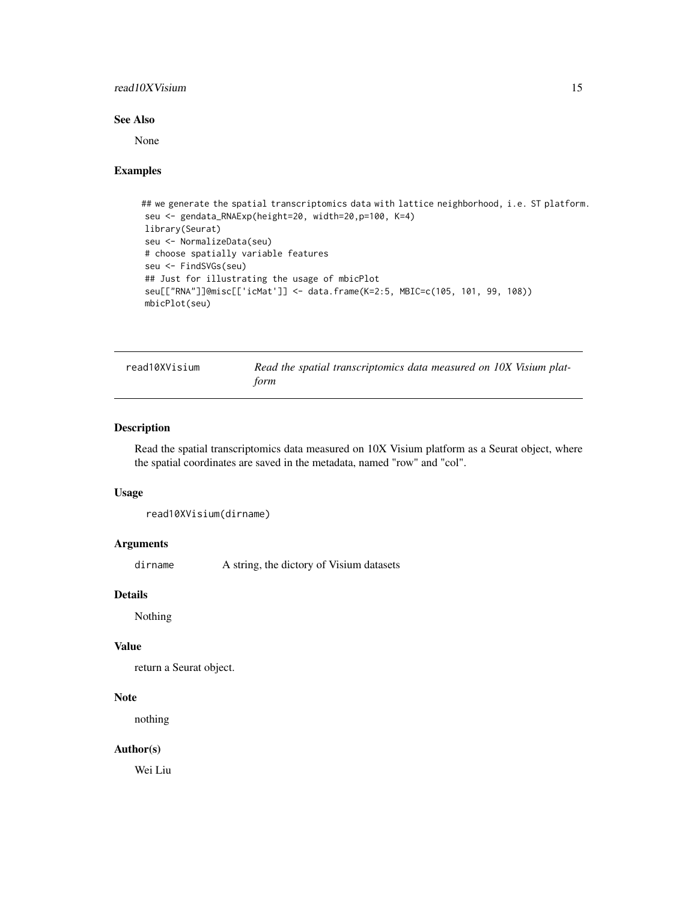### See Also

None

### Examples

```
## we generate the spatial transcriptomics data with lattice neighborhood, i.e. ST platform.
seu <- gendata_RNAExp(height=20, width=20,p=100, K=4)
library(Seurat)
seu <- NormalizeData(seu)
# choose spatially variable features
seu <- FindSVGs(seu)
## Just for illustrating the usage of mbicPlot
seu[["RNA"]]@misc[['icMat']] <- data.frame(K=2:5, MBIC=c(105, 101, 99, 108))
mbicPlot(seu)
```

---

## read10XVisium    *Read the spatial transcriptomics data measured on 10X Visium platform*

---

### Description

Read the spatial transcriptomics data measured on 10X Visium platform as a Seurat object, where the spatial coordinates are saved in the metadata, named "row" and "col".

### Usage

```
read10XVisium(dirname)
```

### Arguments

| | |
|---|---|
| `dirname` | A string, the dictory of Visium datasets |

### Details

Nothing

### Value

return a Seurat object.

### Note

nothing

### Author(s)

Wei Liu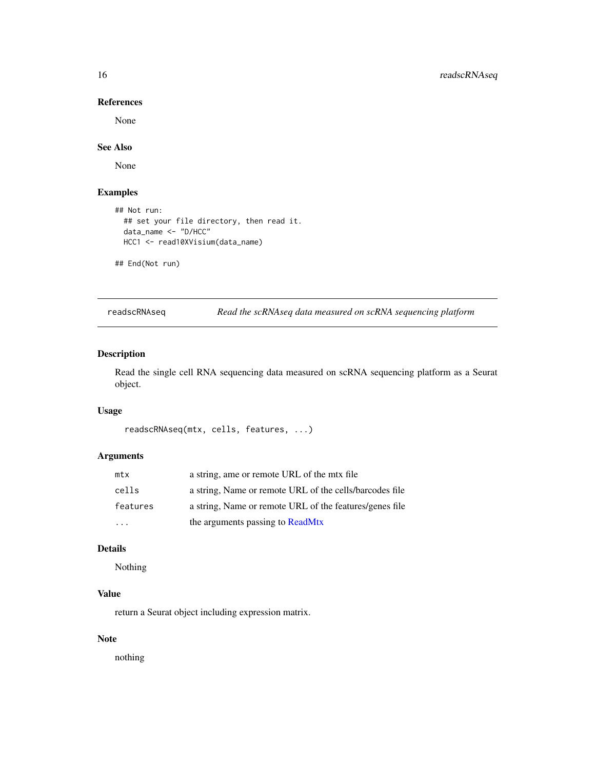### References

None

### See Also

None

### Examples

```
## Not run:
  ## set your file directory, then read it.
  data_name <- "D/HCC"
  HCC1 <- read10XVisium(data_name)

## End(Not run)
```

---

## readscRNAseq — *Read the scRNAseq data measured on scRNA sequencing platform*

---

### Description

Read the single cell RNA sequencing data measured on scRNA sequencing platform as a Seurat object.

### Usage

```
readscRNAseq(mtx, cells, features, ...)
```

### Arguments

| | |
|---|---|
| `mtx` | a string, ame or remote URL of the mtx file |
| `cells` | a string, Name or remote URL of the cells/barcodes file |
| `features` | a string, Name or remote URL of the features/genes file |
| `...` | the arguments passing to ReadMtx |

### Details

Nothing

### Value

return a Seurat object including expression matrix.

### Note

nothing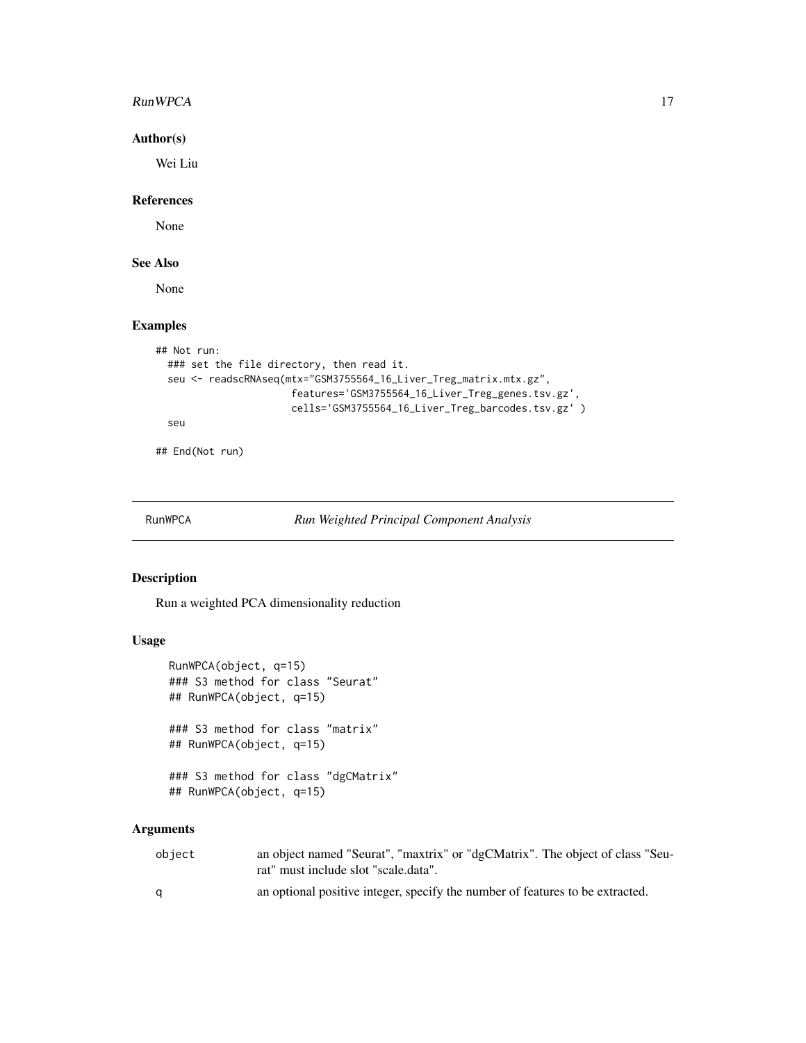### Author(s)

Wei Liu

### References

None

### See Also

None

### Examples

```
## Not run:
  ### set the file directory, then read it.
  seu <- readscRNAseq(mtx="GSM3755564_16_Liver_Treg_matrix.mtx.gz",
                      features='GSM3755564_16_Liver_Treg_genes.tsv.gz',
                      cells='GSM3755564_16_Liver_Treg_barcodes.tsv.gz' )
  seu

## End(Not run)
```

---

## RunWPCA — *Run Weighted Principal Component Analysis*

### Description

Run a weighted PCA dimensionality reduction

### Usage

```
RunWPCA(object, q=15)
### S3 method for class "Seurat"
## RunWPCA(object, q=15)

### S3 method for class "matrix"
## RunWPCA(object, q=15)

### S3 method for class "dgCMatrix"
## RunWPCA(object, q=15)
```

### Arguments

| | |
|---|---|
| object | an object named "Seurat", "maxtrix" or "dgCMatrix". The object of class "Seurat" must include slot "scale.data". |
| q | an optional positive integer, specify the number of features to be extracted. |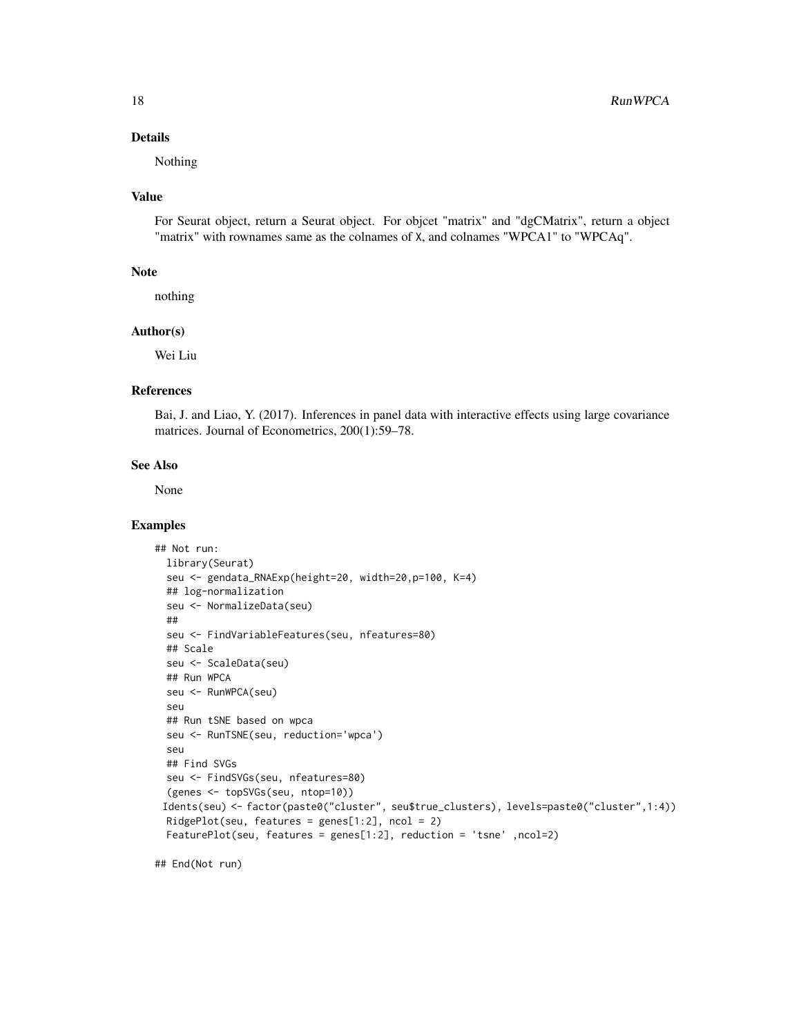## Details

Nothing

## Value

For Seurat object, return a Seurat object. For objcet "matrix" and "dgCMatrix", return a object "matrix" with rownames same as the colnames of X, and colnames "WPCA1" to "WPCAq".

## Note

nothing

## Author(s)

Wei Liu

## References

Bai, J. and Liao, Y. (2017). Inferences in panel data with interactive effects using large covariance matrices. Journal of Econometrics, 200(1):59–78.

## See Also

None

## Examples

```
## Not run:
  library(Seurat)
  seu <- gendata_RNAExp(height=20, width=20,p=100, K=4)
  ## log-normalization
  seu <- NormalizeData(seu)
  ##
  seu <- FindVariableFeatures(seu, nfeatures=80)
  ## Scale
  seu <- ScaleData(seu)
  ## Run WPCA
  seu <- RunWPCA(seu)
  seu
  ## Run tSNE based on wpca
  seu <- RunTSNE(seu, reduction='wpca')
  seu
  ## Find SVGs
  seu <- FindSVGs(seu, nfeatures=80)
  (genes <- topSVGs(seu, ntop=10))
 Idents(seu) <- factor(paste0("cluster", seu$true_clusters), levels=paste0("cluster",1:4))
  RidgePlot(seu, features = genes[1:2], ncol = 2)
  FeaturePlot(seu, features = genes[1:2], reduction = 'tsne' ,ncol=2)

## End(Not run)
```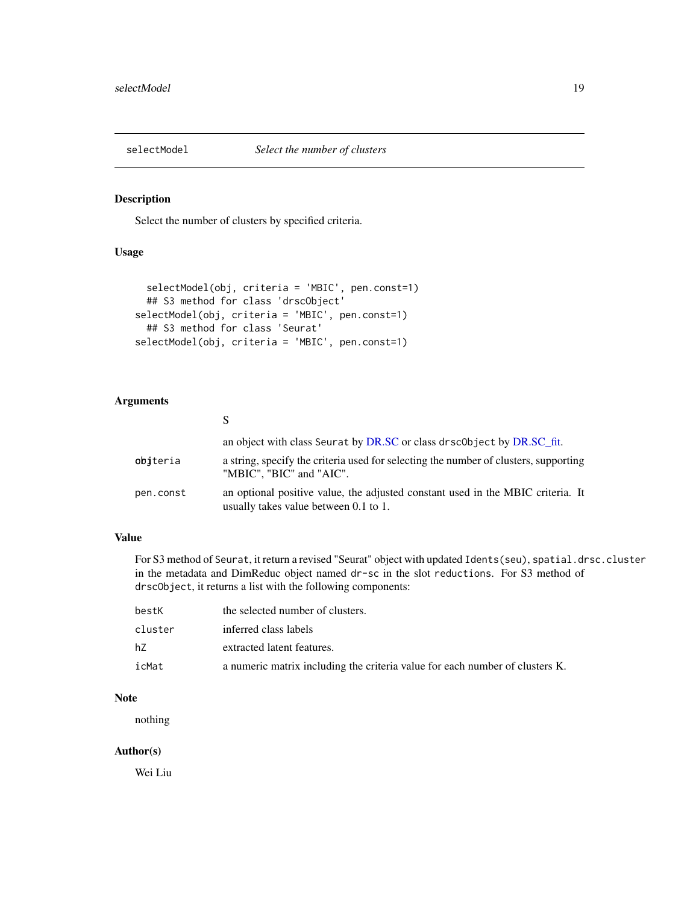## selectModel *Select the number of clusters*

### Description

Select the number of clusters by specified criteria.

### Usage

```
  selectModel(obj, criteria = 'MBIC', pen.const=1)
  ## S3 method for class 'drscObject'
selectModel(obj, criteria = 'MBIC', pen.const=1)
  ## S3 method for class 'Seurat'
selectModel(obj, criteria = 'MBIC', pen.const=1)
```

### Arguments

| | |
|---|---|
| obj | an object with class Seurat by DR.SC or class drscObject by DR.SC_fit. |
| criteria | a string, specify the criteria used for selecting the number of clusters, supporting "MBIC", "BIC" and "AIC". |
| pen.const | an optional positive value, the adjusted constant used in the MBIC criteria. It usually takes value between 0.1 to 1. |

### Value

For S3 method of Seurat, it return a revised "Seurat" object with updated Idents(seu), spatial.drsc.cluster in the metadata and DimReduc object named dr-sc in the slot reductions. For S3 method of drscObject, it returns a list with the following components:

| | |
|---|---|
| bestK | the selected number of clusters. |
| cluster | inferred class labels |
| hZ | extracted latent features. |
| icMat | a numeric matrix including the criteria value for each number of clusters K. |

### Note

nothing

### Author(s)

Wei Liu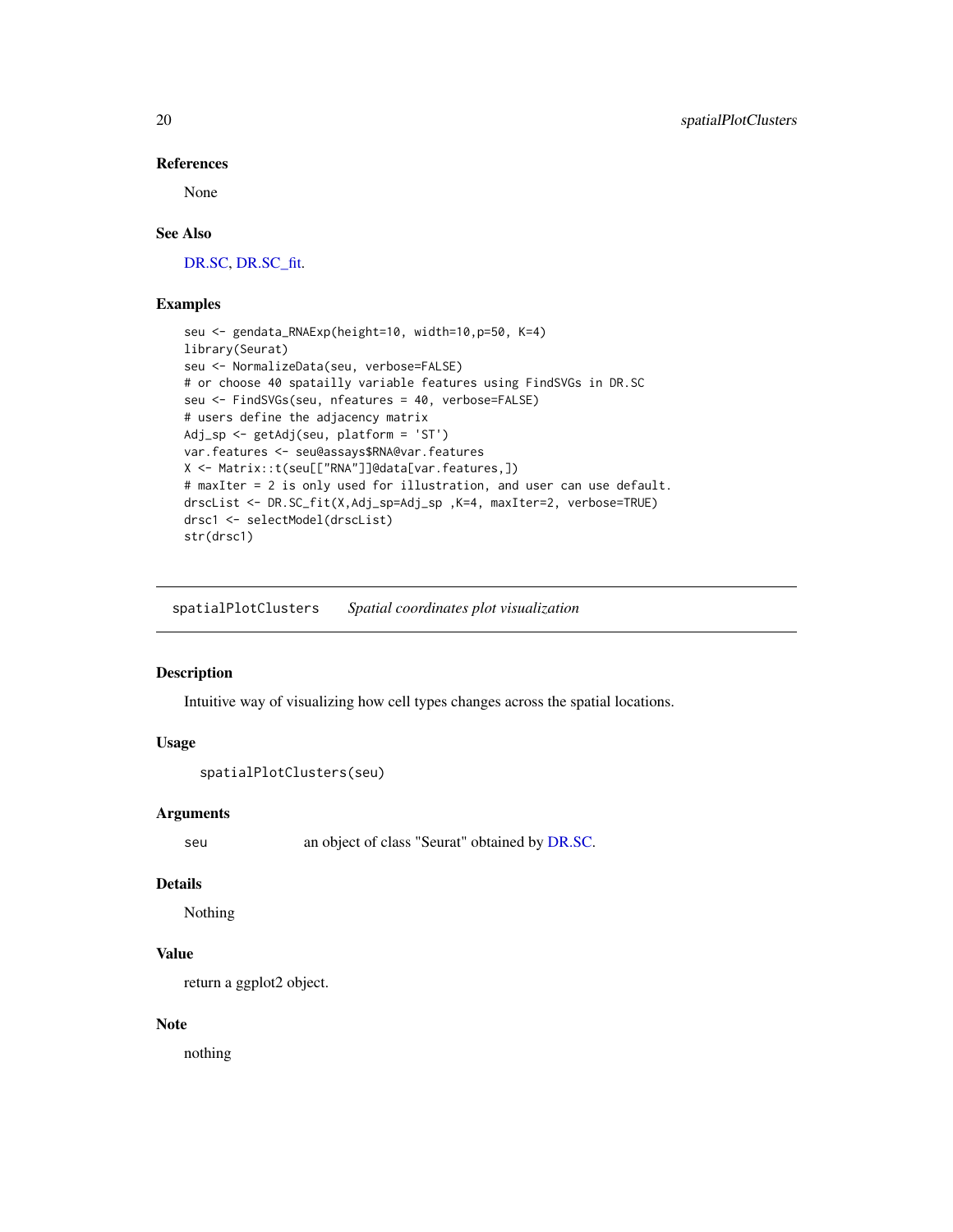### References

None

### See Also

DR.SC, DR.SC_fit.

### Examples

```
seu <- gendata_RNAExp(height=10, width=10,p=50, K=4)
library(Seurat)
seu <- NormalizeData(seu, verbose=FALSE)
# or choose 40 spatially variable features using FindSVGs in DR.SC
seu <- FindSVGs(seu, nfeatures = 40, verbose=FALSE)
# users define the adjacency matrix
Adj_sp <- getAdj(seu, platform = 'ST')
var.features <- seu@assays$RNA@var.features
X <- Matrix::t(seu[["RNA"]]@data[var.features,])
# maxIter = 2 is only used for illustration, and user can use default.
drscList <- DR.SC_fit(X,Adj_sp=Adj_sp ,K=4, maxIter=2, verbose=TRUE)
drsc1 <- selectModel(drscList)
str(drsc1)
```

---

## spatialPlotClusters *Spatial coordinates plot visualization*

### Description

Intuitive way of visualizing how cell types changes across the spatial locations.

### Usage

```
spatialPlotClusters(seu)
```

### Arguments

| | |
|---|---|
| seu | an object of class "Seurat" obtained by DR.SC. |

### Details

Nothing

### Value

return a ggplot2 object.

### Note

nothing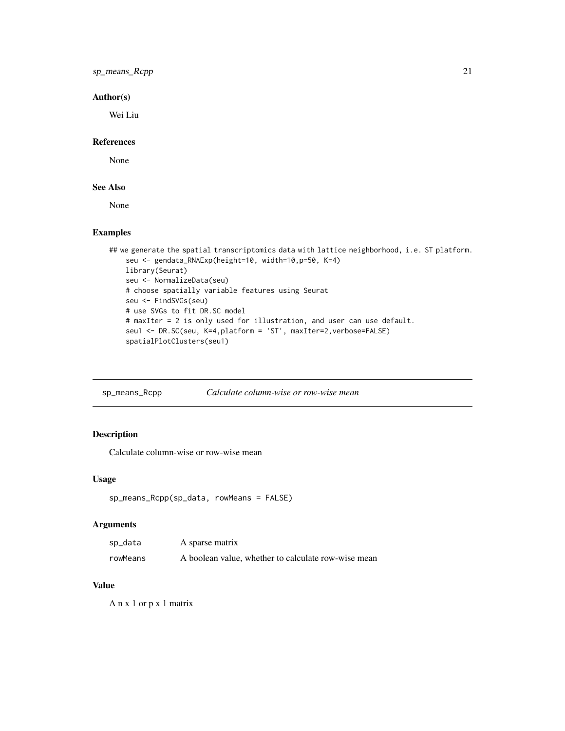### Author(s)

Wei Liu

### References

None

### See Also

None

### Examples

```
## we generate the spatial transcriptomics data with lattice neighborhood, i.e. ST platform.
    seu <- gendata_RNAExp(height=10, width=10,p=50, K=4)
    library(Seurat)
    seu <- NormalizeData(seu)
    # choose spatially variable features using Seurat
    seu <- FindSVGs(seu)
    # use SVGs to fit DR.SC model
    # maxIter = 2 is only used for illustration, and user can use default.
    seu1 <- DR.SC(seu, K=4,platform = 'ST', maxIter=2,verbose=FALSE)
    spatialPlotClusters(seu1)
```

---

## sp_means_Rcpp *Calculate column-wise or row-wise mean*

### Description

Calculate column-wise or row-wise mean

### Usage

```
sp_means_Rcpp(sp_data, rowMeans = FALSE)
```

### Arguments

| | |
|---|---|
| sp_data | A sparse matrix |
| rowMeans | A boolean value, whether to calculate row-wise mean |

### Value

A n x 1 or p x 1 matrix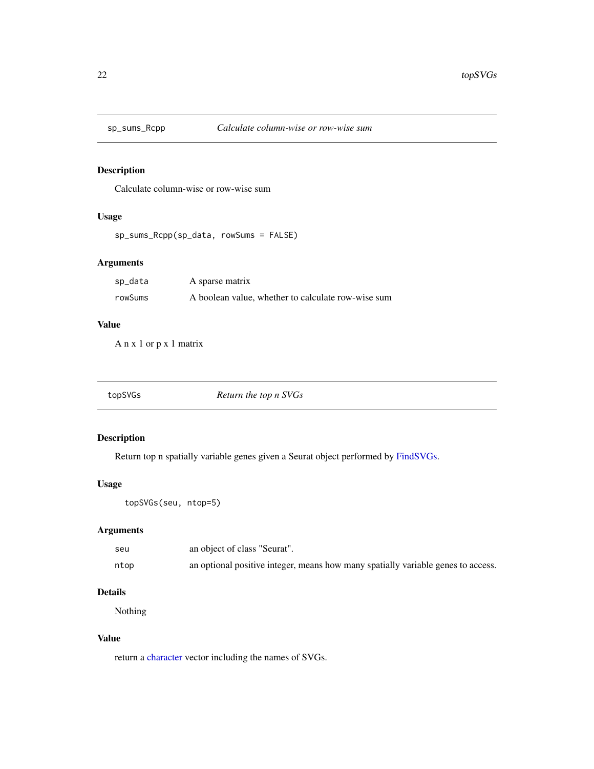## sp_sums_Rcpp *Calculate column-wise or row-wise sum*

### Description

Calculate column-wise or row-wise sum

### Usage

```
sp_sums_Rcpp(sp_data, rowSums = FALSE)
```

### Arguments

| | |
|---|---|
| sp_data | A sparse matrix |
| rowSums | A boolean value, whether to calculate row-wise sum |

### Value

A n x 1 or p x 1 matrix

## topSVGs *Return the top n SVGs*

### Description

Return top n spatially variable genes given a Seurat object performed by FindSVGs.

### Usage

```
topSVGs(seu, ntop=5)
```

### Arguments

| | |
|---|---|
| seu | an object of class "Seurat". |
| ntop | an optional positive integer, means how many spatially variable genes to access. |

### Details

Nothing

### Value

return a character vector including the names of SVGs.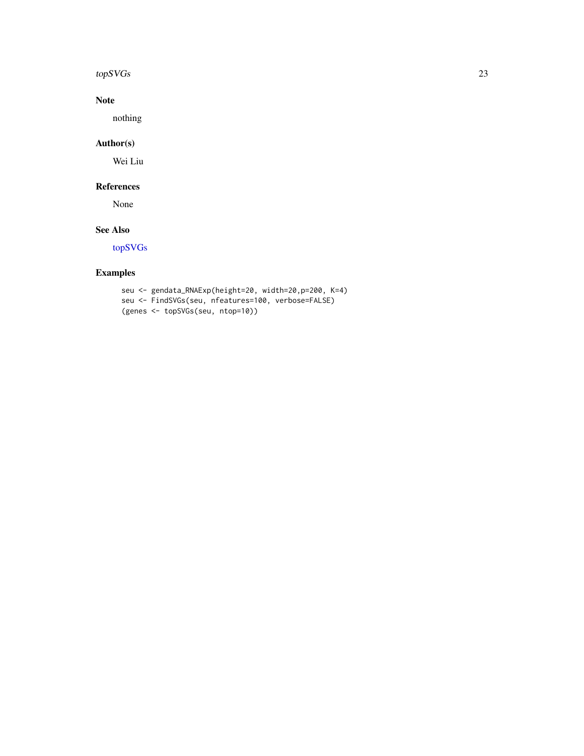## Note

nothing

## Author(s)

Wei Liu

## References

None

## See Also

topSVGs

## Examples

```
seu <- gendata_RNAExp(height=20, width=20,p=200, K=4)
seu <- FindSVGs(seu, nfeatures=100, verbose=FALSE)
(genes <- topSVGs(seu, ntop=10))
```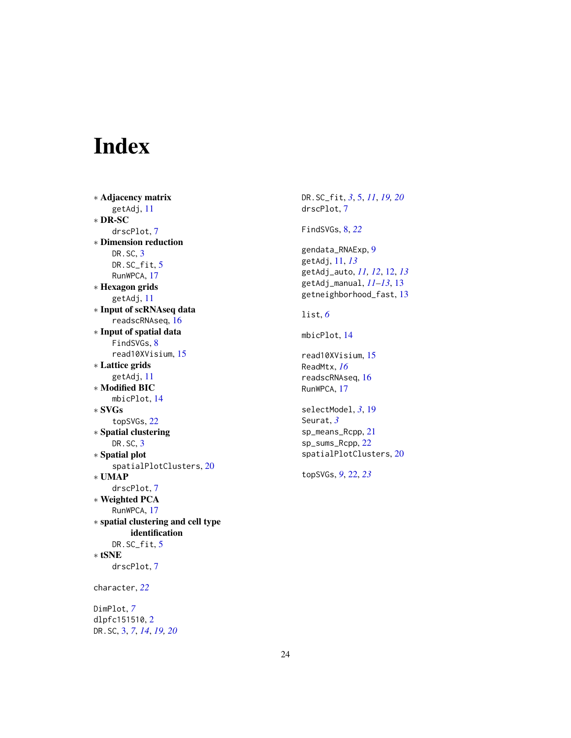# Index

∗ **Adjacency matrix**
  getAdj, 11
∗ **DR-SC**
  drscPlot, 7
∗ **Dimension reduction**
  DR.SC, 3
  DR.SC_fit, 5
  RunWPCA, 17
∗ **Hexagon grids**
  getAdj, 11
∗ **Input of scRNAseq data**
  readscRNAseq, 16
∗ **Input of spatial data**
  FindSVGs, 8
  read10XVisium, 15
∗ **Lattice grids**
  getAdj, 11
∗ **Modified BIC**
  mbicPlot, 14
∗ **SVGs**
  topSVGs, 22
∗ **Spatial clustering**
  DR.SC, 3
∗ **Spatial plot**
  spatialPlotClusters, 20
∗ **UMAP**
  drscPlot, 7
∗ **Weighted PCA**
  RunWPCA, 17
∗ **spatial clustering and cell type identification**
  DR.SC_fit, 5
∗ **tSNE**
  drscPlot, 7

character, *22*

DimPlot, *7*
dlpfc151510, 2
DR.SC, 3, *7*, *14*, *19, 20*
DR.SC_fit, *3*, 5, *11*, *19, 20*
drscPlot, 7

FindSVGs, 8, *22*

gendata_RNAExp, 9
getAdj, 11, *13*
getAdj_auto, *11, 12*, 12, *13*
getAdj_manual, *11–13*, 13
getneighborhood_fast, 13

list, *6*

mbicPlot, 14

read10XVisium, 15
ReadMtx, *16*
readscRNAseq, 16
RunWPCA, 17

selectModel, *3*, 19
Seurat, *3*
sp_means_Rcpp, 21
sp_sums_Rcpp, 22
spatialPlotClusters, 20

topSVGs, *9*, 22, *23*